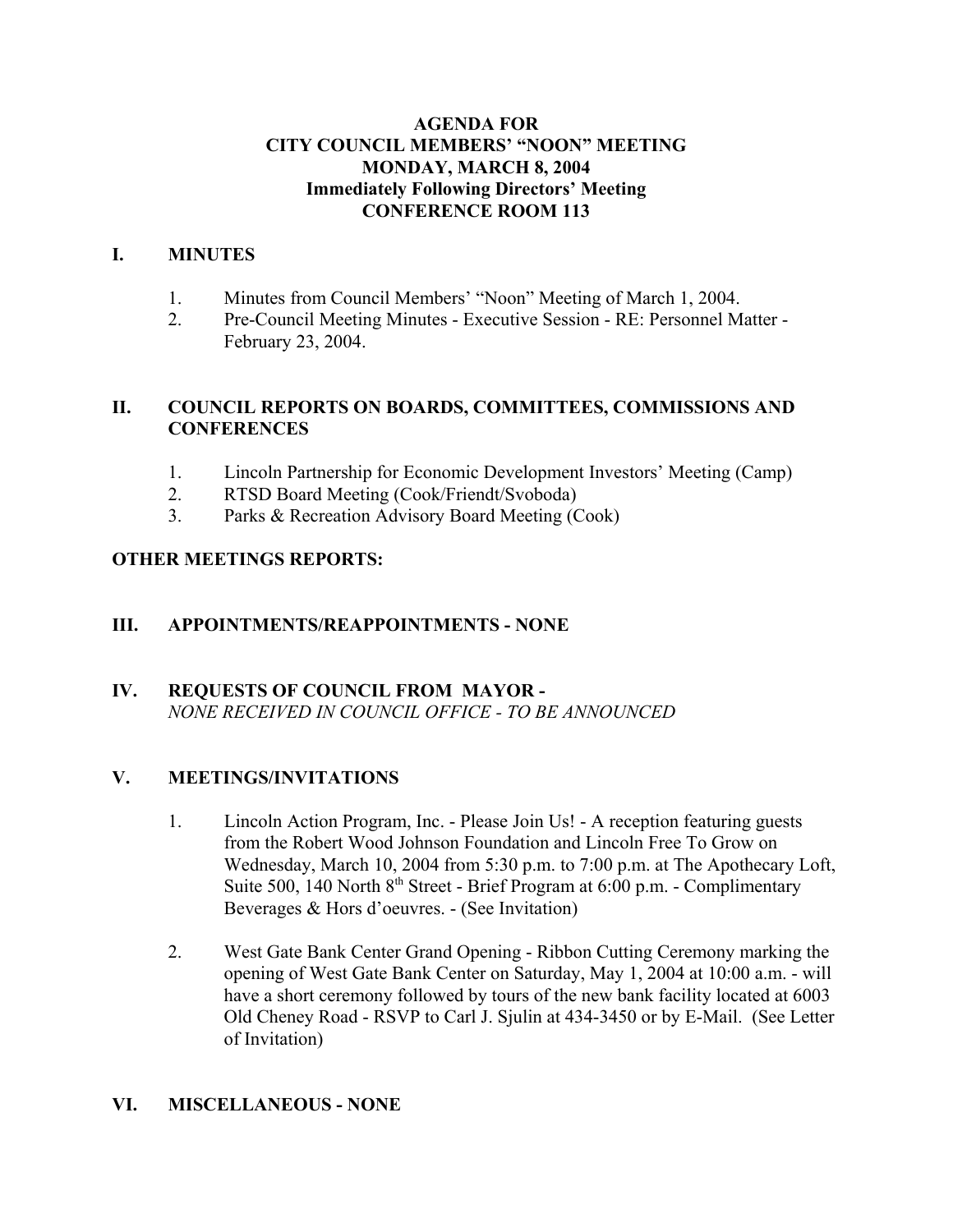# AGENDA FOR
# CITY COUNCIL MEMBERS' "NOON" MEETING
# MONDAY, MARCH 8, 2004
## Immediately Following Directors' Meeting
## CONFERENCE ROOM 113

## I. MINUTES

1. Minutes from Council Members' "Noon" Meeting of March 1, 2004.
2. Pre-Council Meeting Minutes - Executive Session - RE: Personnel Matter - February 23, 2004.

## II. COUNCIL REPORTS ON BOARDS, COMMITTEES, COMMISSIONS AND CONFERENCES

1. Lincoln Partnership for Economic Development Investors' Meeting (Camp)
2. RTSD Board Meeting (Cook/Friendt/Svoboda)
3. Parks & Recreation Advisory Board Meeting (Cook)

## OTHER MEETINGS REPORTS:

## III. APPOINTMENTS/REAPPOINTMENTS - NONE

## IV. REQUESTS OF COUNCIL FROM MAYOR -

*NONE RECEIVED IN COUNCIL OFFICE - TO BE ANNOUNCED*

## V. MEETINGS/INVITATIONS

1. Lincoln Action Program, Inc. - Please Join Us! - A reception featuring guests from the Robert Wood Johnson Foundation and Lincoln Free To Grow on Wednesday, March 10, 2004 from 5:30 p.m. to 7:00 p.m. at The Apothecary Loft, Suite 500, 140 North 8th Street - Brief Program at 6:00 p.m. - Complimentary Beverages & Hors d'oeuvres. - (See Invitation)

2. West Gate Bank Center Grand Opening - Ribbon Cutting Ceremony marking the opening of West Gate Bank Center on Saturday, May 1, 2004 at 10:00 a.m. - will have a short ceremony followed by tours of the new bank facility located at 6003 Old Cheney Road - RSVP to Carl J. Sjulin at 434-3450 or by E-Mail. (See Letter of Invitation)

## VI. MISCELLANEOUS - NONE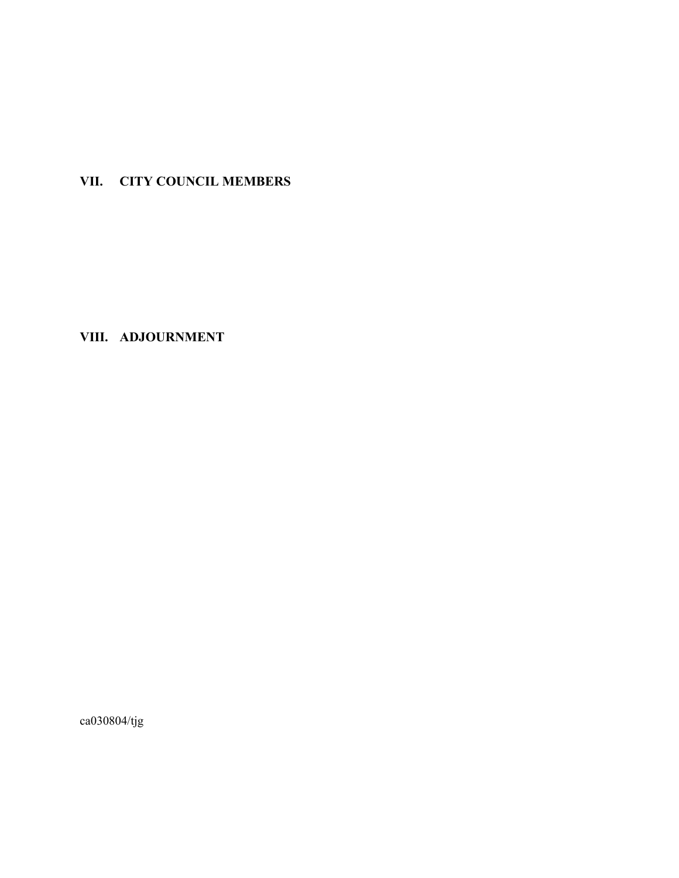## VII. CITY COUNCIL MEMBERS

## VIII. ADJOURNMENT

ca030804/tjg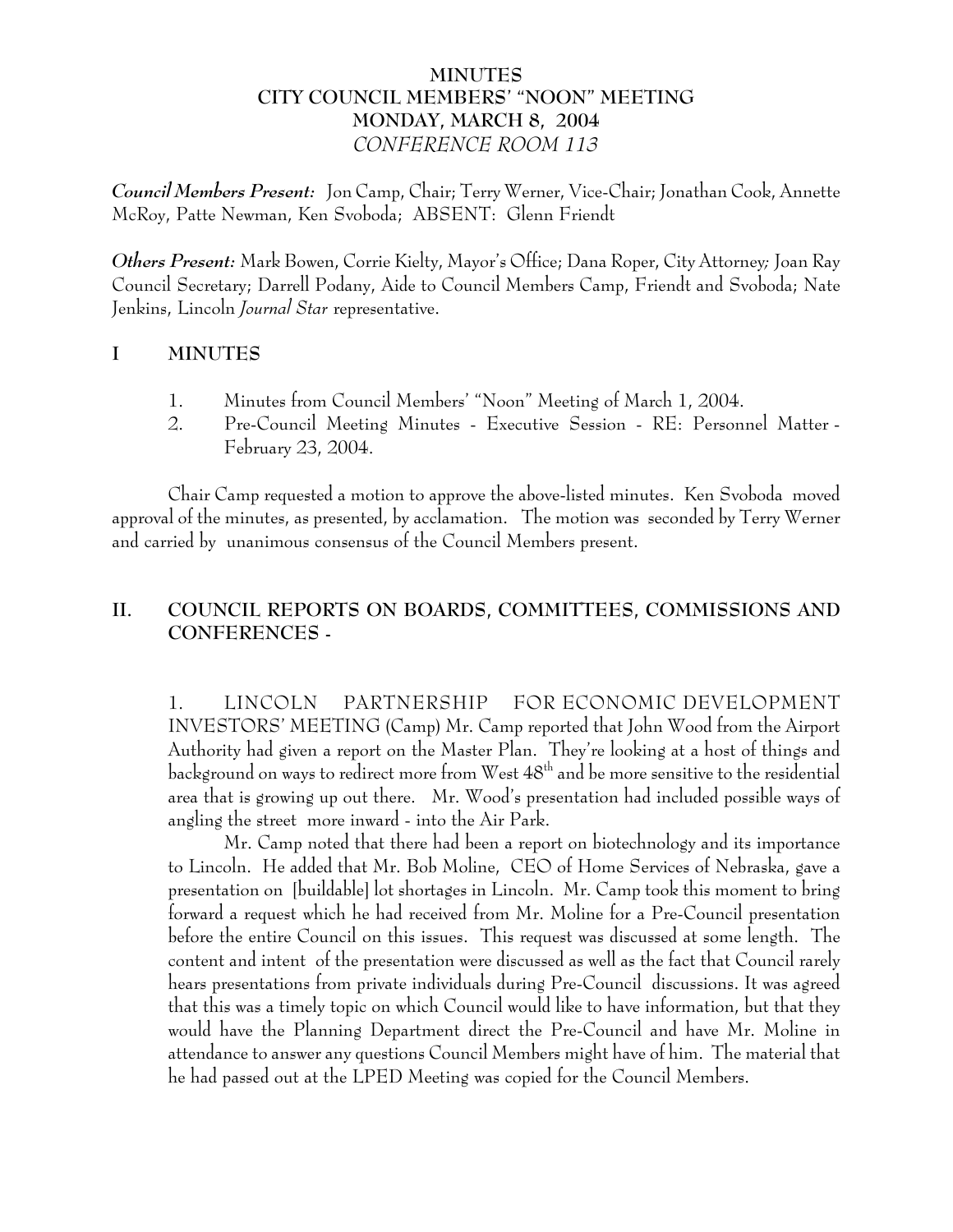# MINUTES
# CITY COUNCIL MEMBERS' "NOON" MEETING
# MONDAY, MARCH 8, 2004
# *CONFERENCE ROOM 113*

***Council Members Present:*** Jon Camp, Chair; Terry Werner, Vice-Chair; Jonathan Cook, Annette McRoy, Patte Newman, Ken Svoboda; ABSENT: Glenn Friendt

***Others Present:*** Mark Bowen, Corrie Kielty, Mayor's Office; Dana Roper, City Attorney*;* Joan Ray Council Secretary; Darrell Podany, Aide to Council Members Camp, Friendt and Svoboda; Nate Jenkins, Lincoln *Journal Star* representative.

## I MINUTES

1. Minutes from Council Members' "Noon" Meeting of March 1, 2004.
2. Pre-Council Meeting Minutes - Executive Session - RE: Personnel Matter - February 23, 2004.

Chair Camp requested a motion to approve the above-listed minutes. Ken Svoboda moved approval of the minutes, as presented, by acclamation. The motion was seconded by Terry Werner and carried by unanimous consensus of the Council Members present.

## II. COUNCIL REPORTS ON BOARDS, COMMITTEES, COMMISSIONS AND CONFERENCES -

1. LINCOLN PARTNERSHIP FOR ECONOMIC DEVELOPMENT INVESTORS' MEETING (Camp) Mr. Camp reported that John Wood from the Airport Authority had given a report on the Master Plan. They're looking at a host of things and background on ways to redirect more from West 48th and be more sensitive to the residential area that is growing up out there. Mr. Wood's presentation had included possible ways of angling the street more inward - into the Air Park.

   Mr. Camp noted that there had been a report on biotechnology and its importance to Lincoln. He added that Mr. Bob Moline, CEO of Home Services of Nebraska, gave a presentation on [buildable] lot shortages in Lincoln. Mr. Camp took this moment to bring forward a request which he had received from Mr. Moline for a Pre-Council presentation before the entire Council on this issues. This request was discussed at some length. The content and intent of the presentation were discussed as well as the fact that Council rarely hears presentations from private individuals during Pre-Council discussions. It was agreed that this was a timely topic on which Council would like to have information, but that they would have the Planning Department direct the Pre-Council and have Mr. Moline in attendance to answer any questions Council Members might have of him. The material that he had passed out at the LPED Meeting was copied for the Council Members.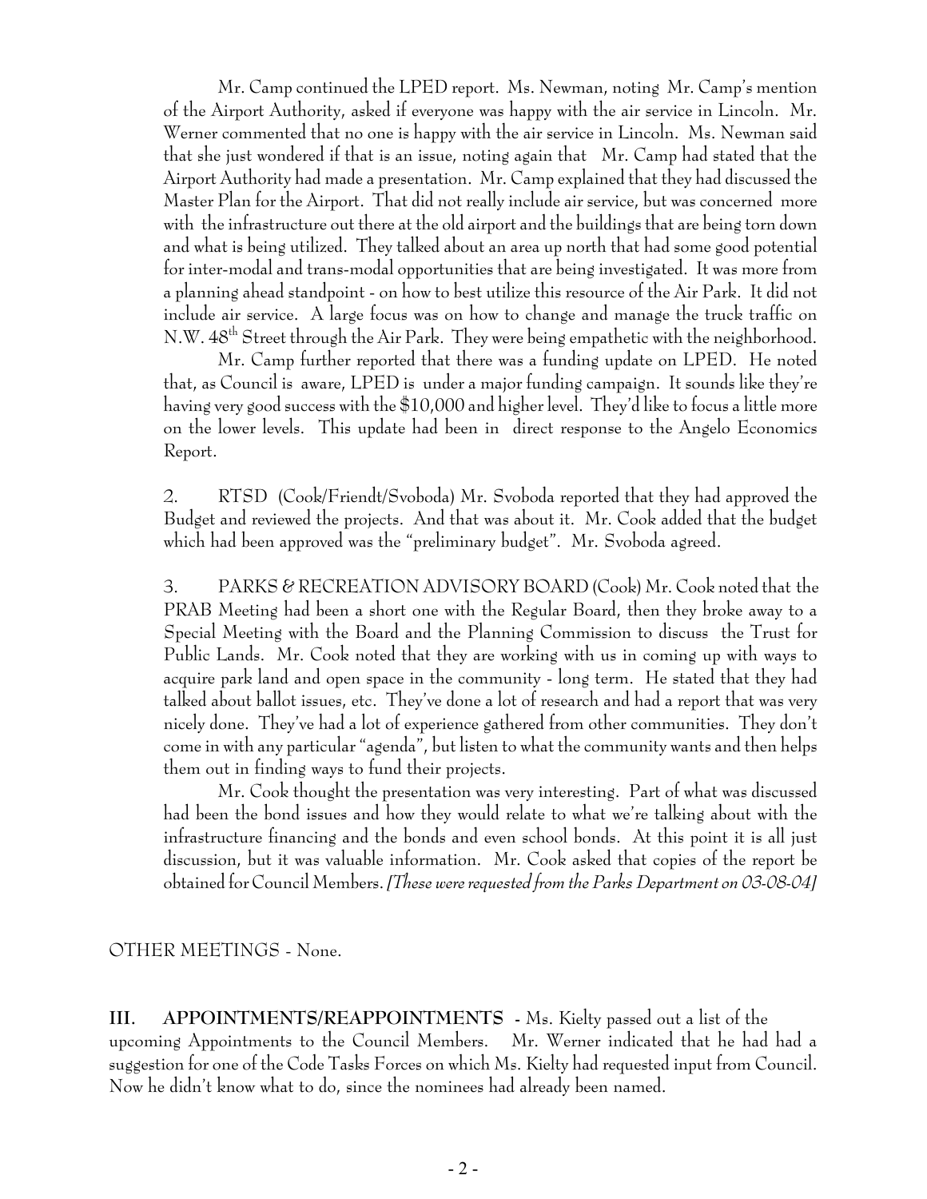Mr. Camp continued the LPED report. Ms. Newman, noting Mr. Camp's mention of the Airport Authority, asked if everyone was happy with the air service in Lincoln. Mr. Werner commented that no one is happy with the air service in Lincoln. Ms. Newman said that she just wondered if that is an issue, noting again that Mr. Camp had stated that the Airport Authority had made a presentation. Mr. Camp explained that they had discussed the Master Plan for the Airport. That did not really include air service, but was concerned more with the infrastructure out there at the old airport and the buildings that are being torn down and what is being utilized. They talked about an area up north that had some good potential for inter-modal and trans-modal opportunities that are being investigated. It was more from a planning ahead standpoint - on how to best utilize this resource of the Air Park. It did not include air service. A large focus was on how to change and manage the truck traffic on N.W. 48th Street through the Air Park. They were being empathetic with the neighborhood.

Mr. Camp further reported that there was a funding update on LPED. He noted that, as Council is aware, LPED is under a major funding campaign. It sounds like they're having very good success with the $10,000 and higher level. They'd like to focus a little more on the lower levels. This update had been in direct response to the Angelo Economics Report.

2. RTSD (Cook/Friendt/Svoboda) Mr. Svoboda reported that they had approved the Budget and reviewed the projects. And that was about it. Mr. Cook added that the budget which had been approved was the "preliminary budget". Mr. Svoboda agreed.

3. PARKS & RECREATION ADVISORY BOARD (Cook) Mr. Cook noted that the PRAB Meeting had been a short one with the Regular Board, then they broke away to a Special Meeting with the Board and the Planning Commission to discuss the Trust for Public Lands. Mr. Cook noted that they are working with us in coming up with ways to acquire park land and open space in the community - long term. He stated that they had talked about ballot issues, etc. They've done a lot of research and had a report that was very nicely done. They've had a lot of experience gathered from other communities. They don't come in with any particular "agenda", but listen to what the community wants and then helps them out in finding ways to fund their projects.

Mr. Cook thought the presentation was very interesting. Part of what was discussed had been the bond issues and how they would relate to what we're talking about with the infrastructure financing and the bonds and even school bonds. At this point it is all just discussion, but it was valuable information. Mr. Cook asked that copies of the report be obtained for Council Members. *[These were requested from the Parks Department on 03-08-04]*

OTHER MEETINGS - None.

**III. APPOINTMENTS/REAPPOINTMENTS -** Ms. Kielty passed out a list of the upcoming Appointments to the Council Members. Mr. Werner indicated that he had had a suggestion for one of the Code Tasks Forces on which Ms. Kielty had requested input from Council. Now he didn't know what to do, since the nominees had already been named.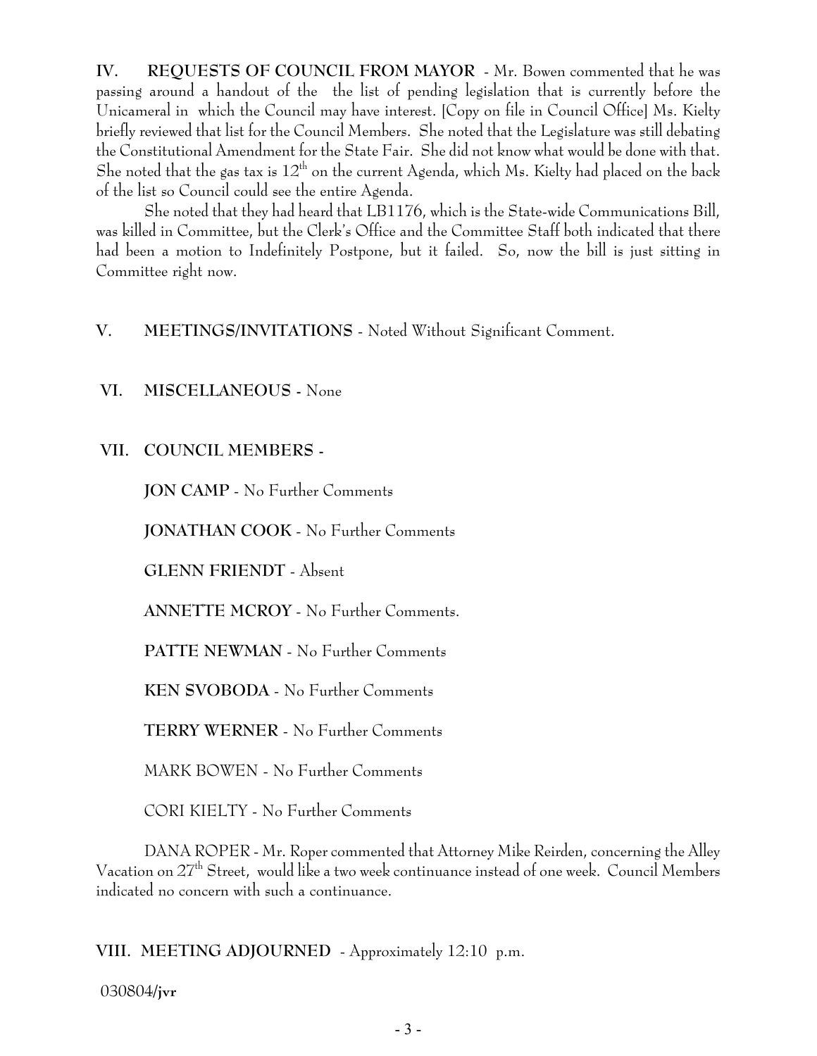**IV. REQUESTS OF COUNCIL FROM MAYOR** - Mr. Bowen commented that he was passing around a handout of the the list of pending legislation that is currently before the Unicameral in which the Council may have interest. [Copy on file in Council Office] Ms. Kielty briefly reviewed that list for the Council Members. She noted that the Legislature was still debating the Constitutional Amendment for the State Fair. She did not know what would be done with that. She noted that the gas tax is 12th on the current Agenda, which Ms. Kielty had placed on the back of the list so Council could see the entire Agenda.

She noted that they had heard that LB1176, which is the State-wide Communications Bill, was killed in Committee, but the Clerk's Office and the Committee Staff both indicated that there had been a motion to Indefinitely Postpone, but it failed. So, now the bill is just sitting in Committee right now.

**V. MEETINGS/INVITATIONS** - Noted Without Significant Comment.

**VI. MISCELLANEOUS** - None

**VII. COUNCIL MEMBERS** -

**JON CAMP** - No Further Comments

**JONATHAN COOK** - No Further Comments

**GLENN FRIENDT** - Absent

**ANNETTE MCROY** - No Further Comments.

**PATTE NEWMAN** - No Further Comments

**KEN SVOBODA** - No Further Comments

**TERRY WERNER** - No Further Comments

MARK BOWEN - No Further Comments

CORI KIELTY - No Further Comments

DANA ROPER - Mr. Roper commented that Attorney Mike Reirden, concerning the Alley Vacation on 27th Street, would like a two week continuance instead of one week. Council Members indicated no concern with such a continuance.

**VIII. MEETING ADJOURNED** - Approximately 12:10 p.m.

030804/**jvr**